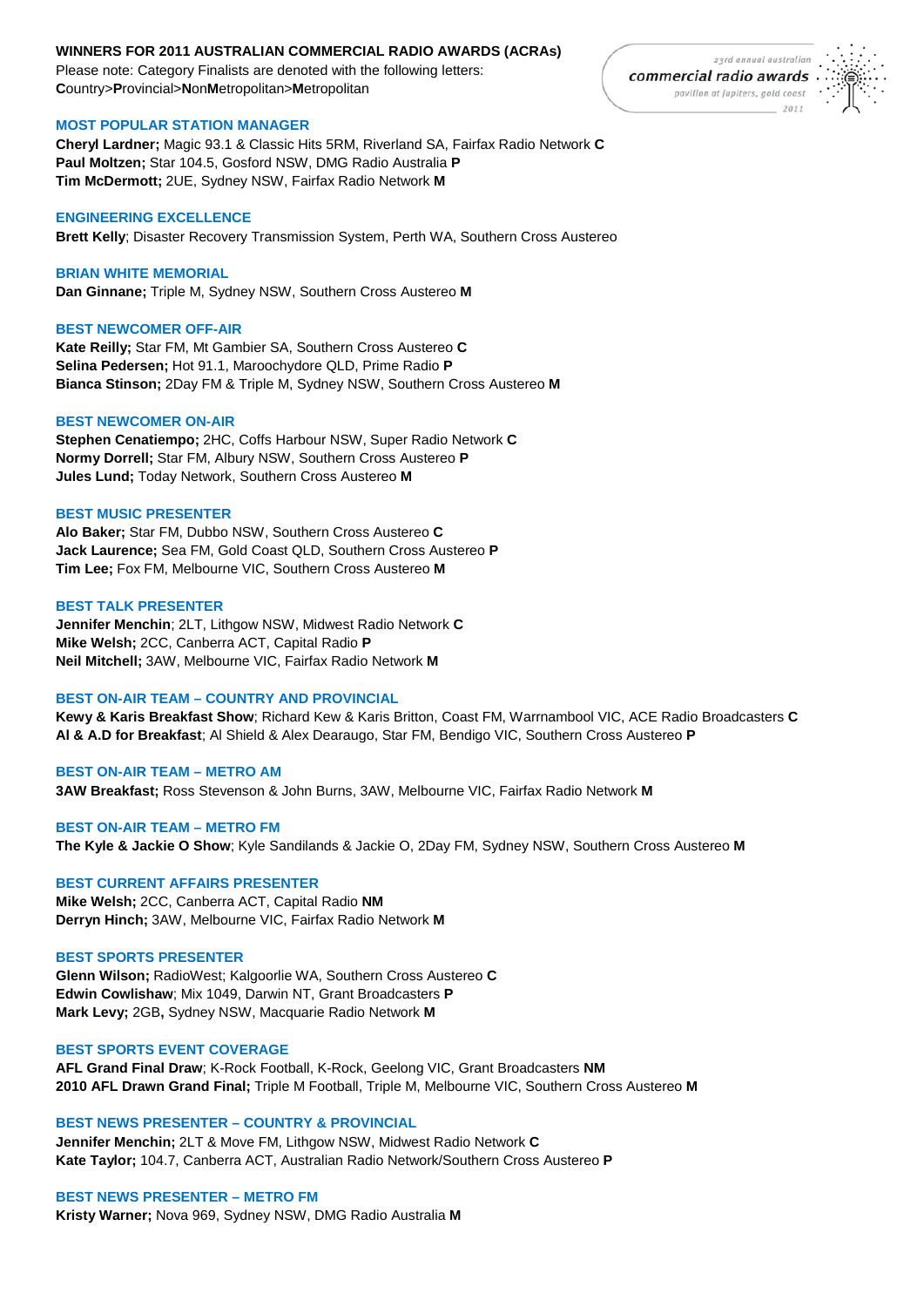**WINNERS FOR 2011 AUSTRALIAN COMMERCIAL RADIO AWARDS (ACRAs)**

Please note: Category Finalists are denoted with the following letters:
**C**ountry>**P**rovincial>**N**on**M**etropolitan>**M**etropolitan

### MOST POPULAR STATION MANAGER

**Cheryl Lardner;** Magic 93.1 & Classic Hits 5RM, Riverland SA, Fairfax Radio Network **C**
**Paul Moltzen;** Star 104.5, Gosford NSW, DMG Radio Australia **P**
**Tim McDermott;** 2UE, Sydney NSW, Fairfax Radio Network **M**

### ENGINEERING EXCELLENCE

**Brett Kelly**; Disaster Recovery Transmission System, Perth WA, Southern Cross Austereo

### BRIAN WHITE MEMORIAL

**Dan Ginnane;** Triple M, Sydney NSW, Southern Cross Austereo **M**

### BEST NEWCOMER OFF-AIR

**Kate Reilly;** Star FM, Mt Gambier SA, Southern Cross Austereo **C**
**Selina Pedersen;** Hot 91.1, Maroochydore QLD, Prime Radio **P**
**Bianca Stinson;** 2Day FM & Triple M, Sydney NSW, Southern Cross Austereo **M**

### BEST NEWCOMER ON-AIR

**Stephen Cenatiempo;** 2HC, Coffs Harbour NSW, Super Radio Network **C**
**Normy Dorrell;** Star FM, Albury NSW, Southern Cross Austereo **P**
**Jules Lund;** Today Network, Southern Cross Austereo **M**

### BEST MUSIC PRESENTER

**Alo Baker;** Star FM, Dubbo NSW, Southern Cross Austereo **C**
**Jack Laurence;** Sea FM, Gold Coast QLD, Southern Cross Austereo **P**
**Tim Lee;** Fox FM, Melbourne VIC, Southern Cross Austereo **M**

### BEST TALK PRESENTER

**Jennifer Menchin**; 2LT, Lithgow NSW, Midwest Radio Network **C**
**Mike Welsh;** 2CC, Canberra ACT, Capital Radio **P**
**Neil Mitchell;** 3AW, Melbourne VIC, Fairfax Radio Network **M**

### BEST ON-AIR TEAM – COUNTRY AND PROVINCIAL

**Kewy & Karis Breakfast Show**; Richard Kew & Karis Britton, Coast FM, Warrnambool VIC, ACE Radio Broadcasters **C**
**Al & A.D for Breakfast**; Al Shield & Alex Dearaugo, Star FM, Bendigo VIC, Southern Cross Austereo **P**

### BEST ON-AIR TEAM – METRO AM

**3AW Breakfast;** Ross Stevenson & John Burns, 3AW, Melbourne VIC, Fairfax Radio Network **M**

### BEST ON-AIR TEAM – METRO FM

**The Kyle & Jackie O Show**; Kyle Sandilands & Jackie O, 2Day FM, Sydney NSW, Southern Cross Austereo **M**

### BEST CURRENT AFFAIRS PRESENTER

**Mike Welsh;** 2CC, Canberra ACT, Capital Radio **NM**
**Derryn Hinch;** 3AW, Melbourne VIC, Fairfax Radio Network **M**

### BEST SPORTS PRESENTER

**Glenn Wilson;** RadioWest; Kalgoorlie WA, Southern Cross Austereo **C**
**Edwin Cowlishaw**; Mix 1049, Darwin NT, Grant Broadcasters **P**
**Mark Levy;** 2GB**,** Sydney NSW, Macquarie Radio Network **M**

### BEST SPORTS EVENT COVERAGE

**AFL Grand Final Draw**; K-Rock Football, K-Rock, Geelong VIC, Grant Broadcasters **NM**
**2010 AFL Drawn Grand Final;** Triple M Football, Triple M, Melbourne VIC, Southern Cross Austereo **M**

### BEST NEWS PRESENTER – COUNTRY & PROVINCIAL

**Jennifer Menchin;** 2LT & Move FM, Lithgow NSW, Midwest Radio Network **C**
**Kate Taylor;** 104.7, Canberra ACT, Australian Radio Network/Southern Cross Austereo **P**

### BEST NEWS PRESENTER – METRO FM

**Kristy Warner;** Nova 969, Sydney NSW, DMG Radio Australia **M**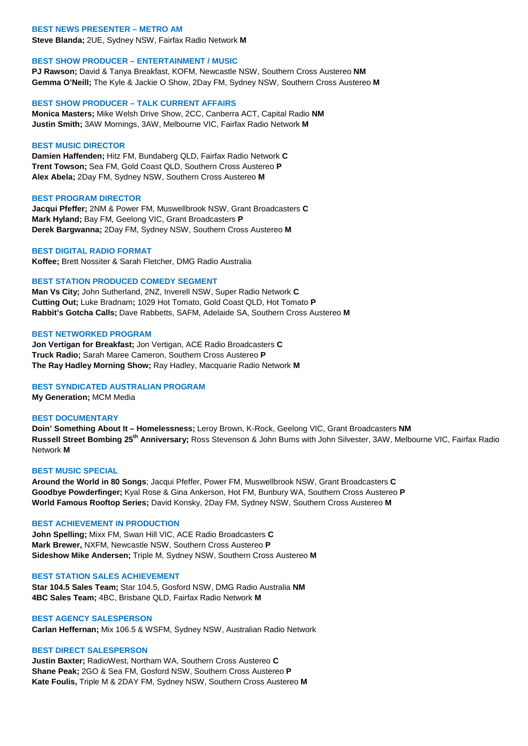### BEST NEWS PRESENTER – METRO AM

**Steve Blanda;** 2UE, Sydney NSW, Fairfax Radio Network **M**

### BEST SHOW PRODUCER – ENTERTAINMENT / MUSIC

**PJ Rawson;** David & Tanya Breakfast, KOFM, Newcastle NSW, Southern Cross Austereo **NM**
**Gemma O'Neill;** The Kyle & Jackie O Show, 2Day FM, Sydney NSW, Southern Cross Austereo **M**

### BEST SHOW PRODUCER – TALK CURRENT AFFAIRS

**Monica Masters;** Mike Welsh Drive Show, 2CC, Canberra ACT, Capital Radio **NM**
**Justin Smith;** 3AW Mornings, 3AW, Melbourne VIC, Fairfax Radio Network **M**

### BEST MUSIC DIRECTOR

**Damien Haffenden;** Hitz FM, Bundaberg QLD, Fairfax Radio Network **C**
**Trent Towson;** Sea FM, Gold Coast QLD, Southern Cross Austereo **P**
**Alex Abela;** 2Day FM, Sydney NSW, Southern Cross Austereo **M**

### BEST PROGRAM DIRECTOR

**Jacqui Pfeffer;** 2NM & Power FM, Muswellbrook NSW, Grant Broadcasters **C**
**Mark Hyland;** Bay FM, Geelong VIC, Grant Broadcasters **P**
**Derek Bargwanna;** 2Day FM, Sydney NSW, Southern Cross Austereo **M**

### BEST DIGITAL RADIO FORMAT

**Koffee;** Brett Nossiter & Sarah Fletcher, DMG Radio Australia

### BEST STATION PRODUCED COMEDY SEGMENT

**Man Vs City;** John Sutherland, 2NZ, Inverell NSW, Super Radio Network **C**
**Cutting Out;** Luke Bradnam**;** 1029 Hot Tomato, Gold Coast QLD, Hot Tomato **P**
**Rabbit's Gotcha Calls;** Dave Rabbetts, SAFM, Adelaide SA, Southern Cross Austereo **M**

### BEST NETWORKED PROGRAM

**Jon Vertigan for Breakfast;** Jon Vertigan, ACE Radio Broadcasters **C**
**Truck Radio;** Sarah Maree Cameron, Southern Cross Austereo **P**
**The Ray Hadley Morning Show;** Ray Hadley, Macquarie Radio Network **M**

### BEST SYNDICATED AUSTRALIAN PROGRAM

**My Generation;** MCM Media

### BEST DOCUMENTARY

**Doin' Something About It – Homelessness;** Leroy Brown, K-Rock, Geelong VIC, Grant Broadcasters **NM**
**Russell Street Bombing 25th Anniversary;** Ross Stevenson & John Burns with John Silvester, 3AW, Melbourne VIC, Fairfax Radio Network **M**

### BEST MUSIC SPECIAL

**Around the World in 80 Songs**; Jacqui Pfeffer, Power FM, Muswellbrook NSW, Grant Broadcasters **C**
**Goodbye Powderfinger;** Kyal Rose & Gina Ankerson, Hot FM, Bunbury WA, Southern Cross Austereo **P**
**World Famous Rooftop Series;** David Konsky, 2Day FM, Sydney NSW, Southern Cross Austereo **M**

### BEST ACHIEVEMENT IN PRODUCTION

**John Spelling;** Mixx FM, Swan Hill VIC, ACE Radio Broadcasters **C**
**Mark Brewer,** NXFM, Newcastle NSW, Southern Cross Austereo **P**
**Sideshow Mike Andersen;** Triple M, Sydney NSW, Southern Cross Austereo **M**

### BEST STATION SALES ACHIEVEMENT

**Star 104.5 Sales Team;** Star 104.5, Gosford NSW, DMG Radio Australia **NM**
**4BC Sales Team;** 4BC, Brisbane QLD, Fairfax Radio Network **M**

### BEST AGENCY SALESPERSON

**Carlan Heffernan;** Mix 106.5 & WSFM, Sydney NSW, Australian Radio Network

### BEST DIRECT SALESPERSON

**Justin Baxter;** RadioWest, Northam WA, Southern Cross Austereo **C**
**Shane Peak;** 2GO & Sea FM, Gosford NSW, Southern Cross Austereo **P**
**Kate Foulis,** Triple M & 2DAY FM, Sydney NSW, Southern Cross Austereo **M**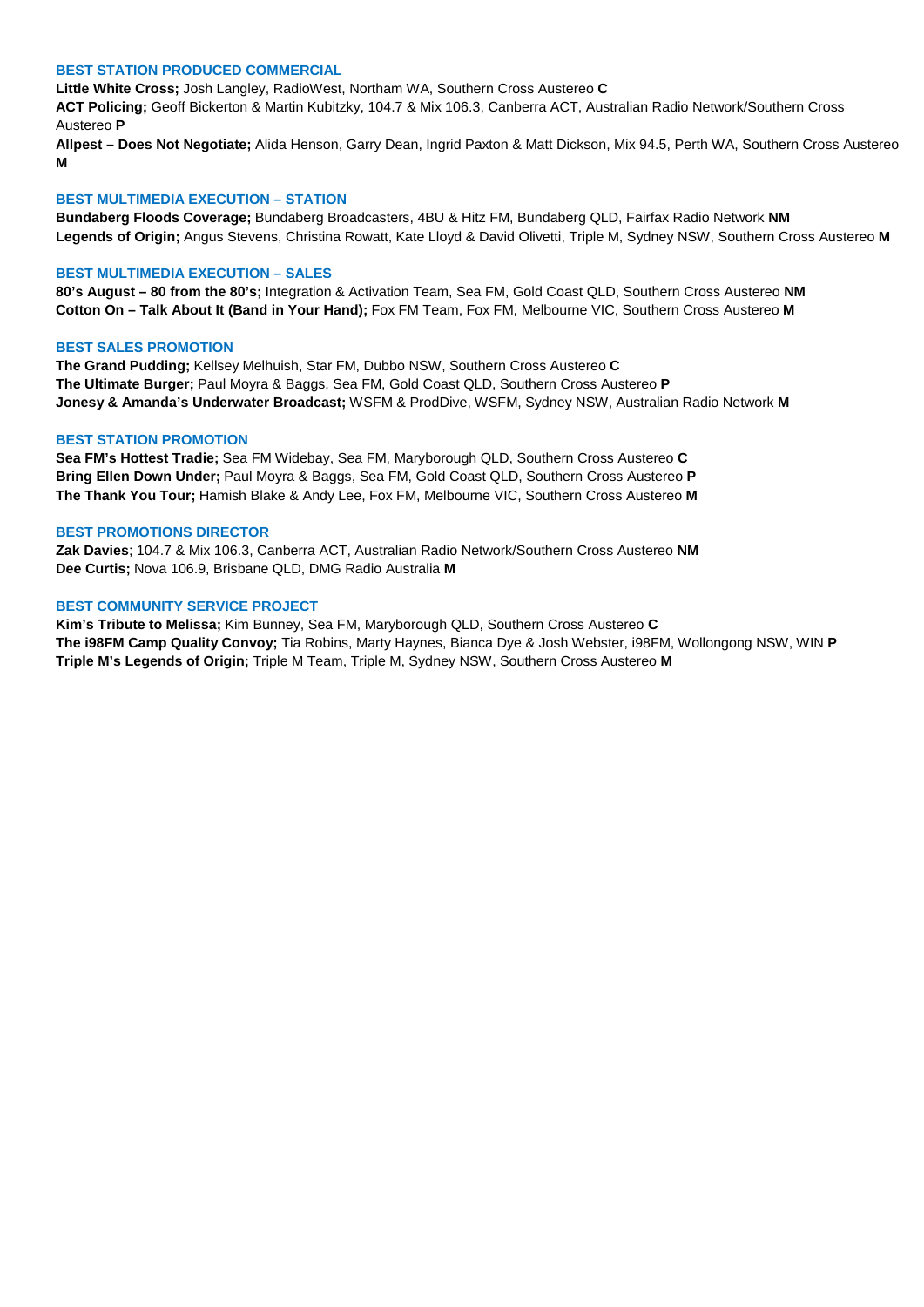### BEST STATION PRODUCED COMMERCIAL

**Little White Cross;** Josh Langley, RadioWest, Northam WA, Southern Cross Austereo **C**
**ACT Policing;** Geoff Bickerton & Martin Kubitzky, 104.7 & Mix 106.3, Canberra ACT, Australian Radio Network/Southern Cross Austereo **P**
**Allpest – Does Not Negotiate;** Alida Henson, Garry Dean, Ingrid Paxton & Matt Dickson, Mix 94.5, Perth WA, Southern Cross Austereo **M**

### BEST MULTIMEDIA EXECUTION – STATION

**Bundaberg Floods Coverage;** Bundaberg Broadcasters, 4BU & Hitz FM, Bundaberg QLD, Fairfax Radio Network **NM**
**Legends of Origin;** Angus Stevens, Christina Rowatt, Kate Lloyd & David Olivetti, Triple M, Sydney NSW, Southern Cross Austereo **M**

### BEST MULTIMEDIA EXECUTION – SALES

**80's August – 80 from the 80's;** Integration & Activation Team, Sea FM, Gold Coast QLD, Southern Cross Austereo **NM**
**Cotton On – Talk About It (Band in Your Hand);** Fox FM Team, Fox FM, Melbourne VIC, Southern Cross Austereo **M**

### BEST SALES PROMOTION

**The Grand Pudding;** Kellsey Melhuish, Star FM, Dubbo NSW, Southern Cross Austereo **C**
**The Ultimate Burger;** Paul Moyra & Baggs, Sea FM, Gold Coast QLD, Southern Cross Austereo **P**
**Jonesy & Amanda's Underwater Broadcast;** WSFM & ProdDive, WSFM, Sydney NSW, Australian Radio Network **M**

### BEST STATION PROMOTION

**Sea FM's Hottest Tradie;** Sea FM Widebay, Sea FM, Maryborough QLD, Southern Cross Austereo **C**
**Bring Ellen Down Under;** Paul Moyra & Baggs, Sea FM, Gold Coast QLD, Southern Cross Austereo **P**
**The Thank You Tour;** Hamish Blake & Andy Lee, Fox FM, Melbourne VIC, Southern Cross Austereo **M**

### BEST PROMOTIONS DIRECTOR

**Zak Davies**; 104.7 & Mix 106.3, Canberra ACT, Australian Radio Network/Southern Cross Austereo **NM**
**Dee Curtis;** Nova 106.9, Brisbane QLD, DMG Radio Australia **M**

### BEST COMMUNITY SERVICE PROJECT

**Kim's Tribute to Melissa;** Kim Bunney, Sea FM, Maryborough QLD, Southern Cross Austereo **C**
**The i98FM Camp Quality Convoy;** Tia Robins, Marty Haynes, Bianca Dye & Josh Webster, i98FM, Wollongong NSW, WIN **P**
**Triple M's Legends of Origin;** Triple M Team, Triple M, Sydney NSW, Southern Cross Austereo **M**